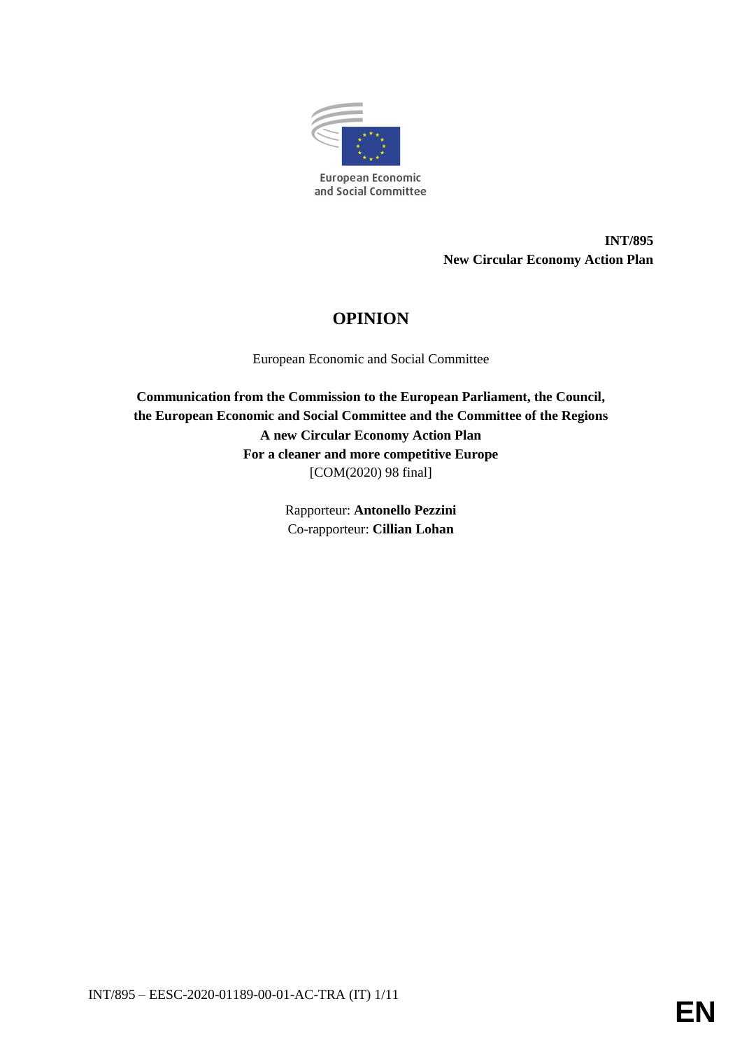European Economic and Social Committee

**INT/895**
**New Circular Economy Action Plan**

# OPINION

European Economic and Social Committee

**Communication from the Commission to the European Parliament, the Council, the European Economic and Social Committee and the Committee of the Regions**
**A new Circular Economy Action Plan**
**For a cleaner and more competitive Europe**
[COM(2020) 98 final]

Rapporteur: **Antonello Pezzini**
Co-rapporteur: **Cillian Lohan**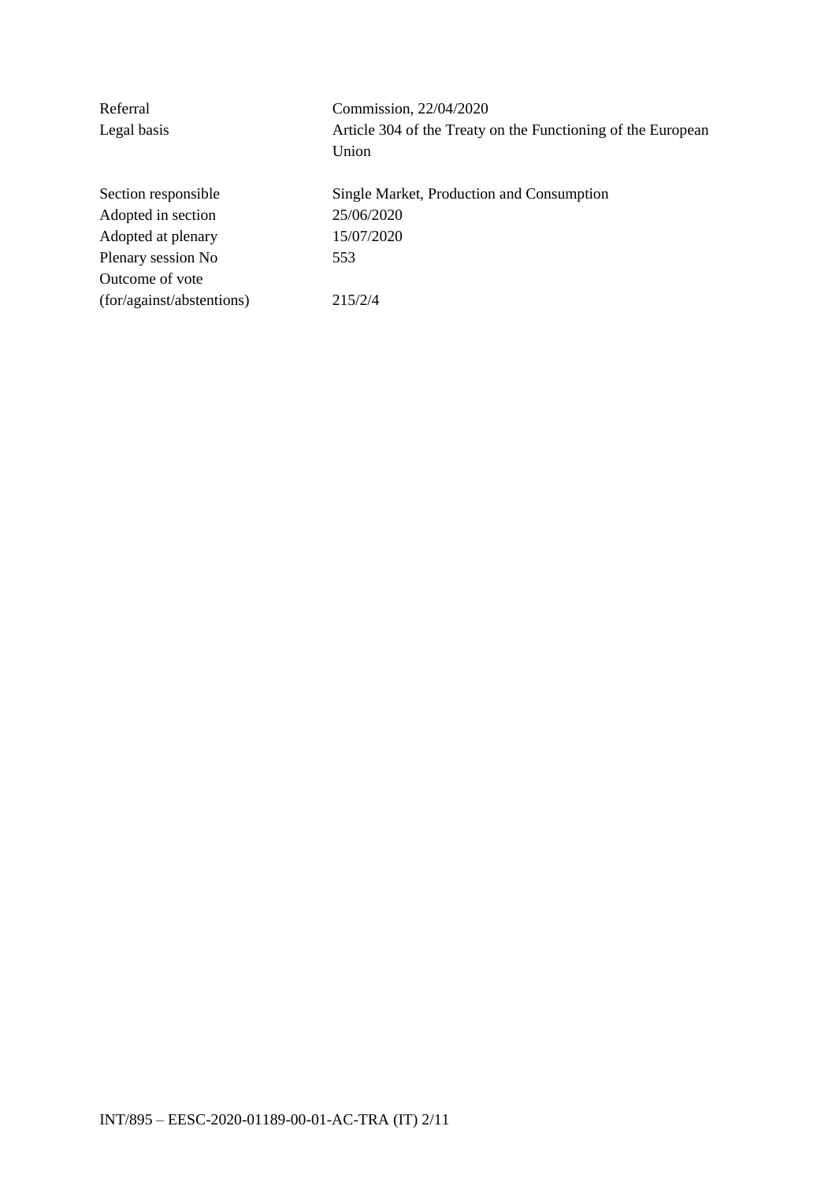| | |
|---|---|
| Referral | Commission, 22/04/2020 |
| Legal basis | Article 304 of the Treaty on the Functioning of the European Union |
| | |
| Section responsible | Single Market, Production and Consumption |
| Adopted in section | 25/06/2020 |
| Adopted at plenary | 15/07/2020 |
| Plenary session No | 553 |
| Outcome of vote (for/against/abstentions) | 215/2/4 |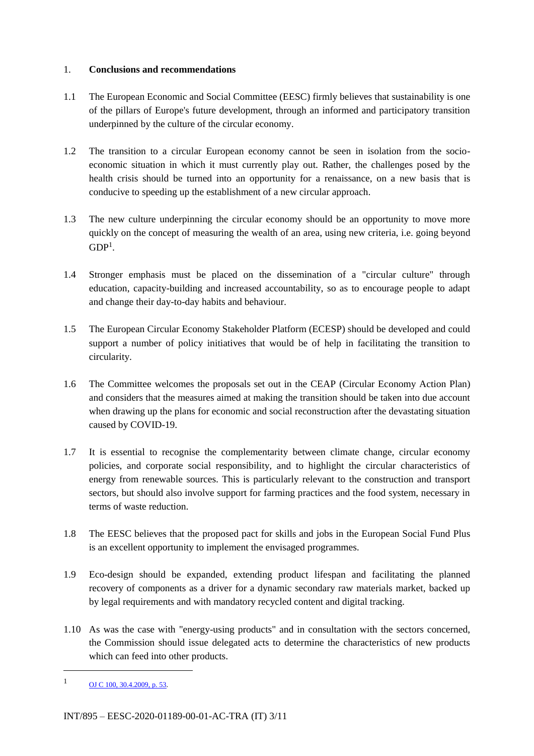## 1. Conclusions and recommendations

1.1 The European Economic and Social Committee (EESC) firmly believes that sustainability is one of the pillars of Europe's future development, through an informed and participatory transition underpinned by the culture of the circular economy.

1.2 The transition to a circular European economy cannot be seen in isolation from the socio-economic situation in which it must currently play out. Rather, the challenges posed by the health crisis should be turned into an opportunity for a renaissance, on a new basis that is conducive to speeding up the establishment of a new circular approach.

1.3 The new culture underpinning the circular economy should be an opportunity to move more quickly on the concept of measuring the wealth of an area, using new criteria, i.e. going beyond GDP[1].

1.4 Stronger emphasis must be placed on the dissemination of a "circular culture" through education, capacity-building and increased accountability, so as to encourage people to adapt and change their day-to-day habits and behaviour.

1.5 The European Circular Economy Stakeholder Platform (ECESP) should be developed and could support a number of policy initiatives that would be of help in facilitating the transition to circularity.

1.6 The Committee welcomes the proposals set out in the CEAP (Circular Economy Action Plan) and considers that the measures aimed at making the transition should be taken into due account when drawing up the plans for economic and social reconstruction after the devastating situation caused by COVID-19.

1.7 It is essential to recognise the complementarity between climate change, circular economy policies, and corporate social responsibility, and to highlight the circular characteristics of energy from renewable sources. This is particularly relevant to the construction and transport sectors, but should also involve support for farming practices and the food system, necessary in terms of waste reduction.

1.8 The EESC believes that the proposed pact for skills and jobs in the European Social Fund Plus is an excellent opportunity to implement the envisaged programmes.

1.9 Eco-design should be expanded, extending product lifespan and facilitating the planned recovery of components as a driver for a dynamic secondary raw materials market, backed up by legal requirements and with mandatory recycled content and digital tracking.

1.10 As was the case with "energy-using products" and in consultation with the sectors concerned, the Commission should issue delegated acts to determine the characteristics of new products which can feed into other products.

---

[1] OJ C 100, 30.4.2009, p. 53.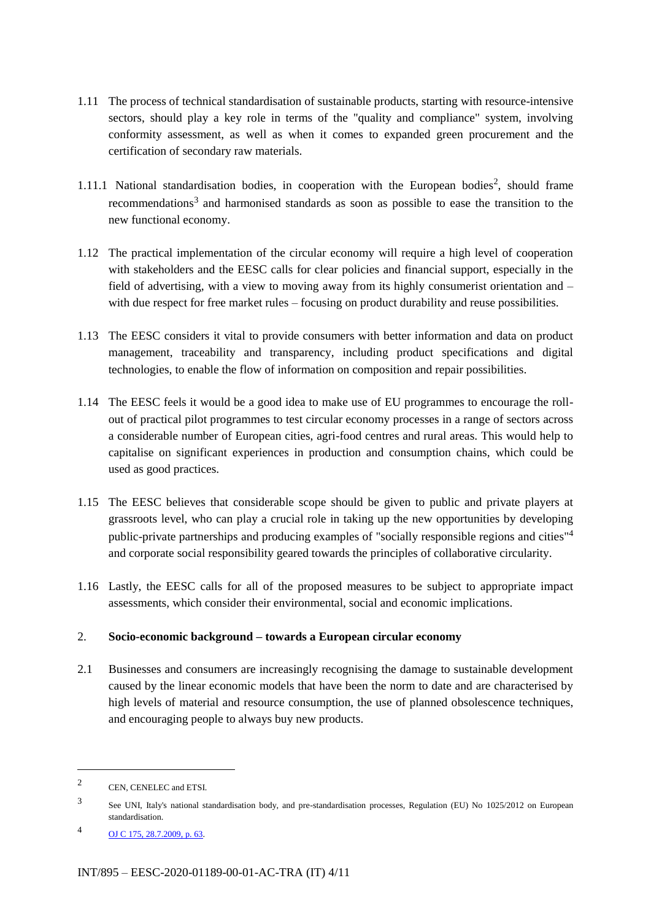1.11 The process of technical standardisation of sustainable products, starting with resource-intensive sectors, should play a key role in terms of the "quality and compliance" system, involving conformity assessment, as well as when it comes to expanded green procurement and the certification of secondary raw materials.

1.11.1 National standardisation bodies, in cooperation with the European bodies[2], should frame recommendations[3] and harmonised standards as soon as possible to ease the transition to the new functional economy.

1.12 The practical implementation of the circular economy will require a high level of cooperation with stakeholders and the EESC calls for clear policies and financial support, especially in the field of advertising, with a view to moving away from its highly consumerist orientation and – with due respect for free market rules – focusing on product durability and reuse possibilities.

1.13 The EESC considers it vital to provide consumers with better information and data on product management, traceability and transparency, including product specifications and digital technologies, to enable the flow of information on composition and repair possibilities.

1.14 The EESC feels it would be a good idea to make use of EU programmes to encourage the roll-out of practical pilot programmes to test circular economy processes in a range of sectors across a considerable number of European cities, agri-food centres and rural areas. This would help to capitalise on significant experiences in production and consumption chains, which could be used as good practices.

1.15 The EESC believes that considerable scope should be given to public and private players at grassroots level, who can play a crucial role in taking up the new opportunities by developing public-private partnerships and producing examples of "socially responsible regions and cities"[4] and corporate social responsibility geared towards the principles of collaborative circularity.

1.16 Lastly, the EESC calls for all of the proposed measures to be subject to appropriate impact assessments, which consider their environmental, social and economic implications.

## 2. Socio-economic background – towards a European circular economy

2.1 Businesses and consumers are increasingly recognising the damage to sustainable development caused by the linear economic models that have been the norm to date and are characterised by high levels of material and resource consumption, the use of planned obsolescence techniques, and encouraging people to always buy new products.

---

[2] CEN, CENELEC and ETSI.

[3] See UNI, Italy's national standardisation body, and pre-standardisation processes, Regulation (EU) No 1025/2012 on European standardisation.

[4] OJ C 175, 28.7.2009, p. 63.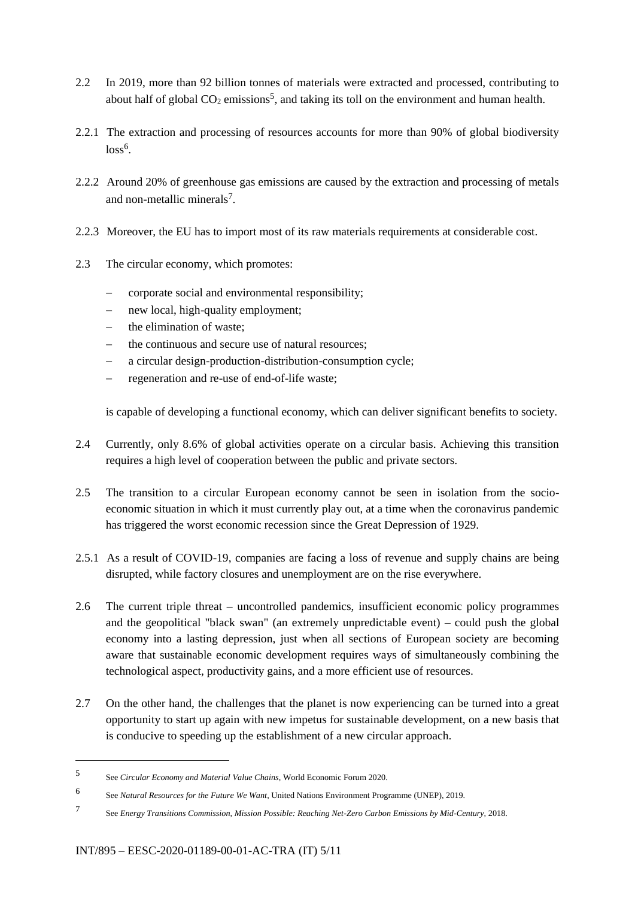2.2 In 2019, more than 92 billion tonnes of materials were extracted and processed, contributing to about half of global $CO_2$ emissions[5], and taking its toll on the environment and human health.

2.2.1 The extraction and processing of resources accounts for more than 90% of global biodiversity loss[6].

2.2.2 Around 20% of greenhouse gas emissions are caused by the extraction and processing of metals and non-metallic minerals[7].

2.2.3 Moreover, the EU has to import most of its raw materials requirements at considerable cost.

2.3 The circular economy, which promotes:

- corporate social and environmental responsibility;
- new local, high-quality employment;
- the elimination of waste;
- the continuous and secure use of natural resources;
- a circular design-production-distribution-consumption cycle;
- regeneration and re-use of end-of-life waste;

is capable of developing a functional economy, which can deliver significant benefits to society.

2.4 Currently, only 8.6% of global activities operate on a circular basis. Achieving this transition requires a high level of cooperation between the public and private sectors.

2.5 The transition to a circular European economy cannot be seen in isolation from the socio-economic situation in which it must currently play out, at a time when the coronavirus pandemic has triggered the worst economic recession since the Great Depression of 1929.

2.5.1 As a result of COVID-19, companies are facing a loss of revenue and supply chains are being disrupted, while factory closures and unemployment are on the rise everywhere.

2.6 The current triple threat – uncontrolled pandemics, insufficient economic policy programmes and the geopolitical "black swan" (an extremely unpredictable event) – could push the global economy into a lasting depression, just when all sections of European society are becoming aware that sustainable economic development requires ways of simultaneously combining the technological aspect, productivity gains, and a more efficient use of resources.

2.7 On the other hand, the challenges that the planet is now experiencing can be turned into a great opportunity to start up again with new impetus for sustainable development, on a new basis that is conducive to speeding up the establishment of a new circular approach.

---

5 See *Circular Economy and Material Value Chains*, World Economic Forum 2020.

6 See *Natural Resources for the Future We Want*, United Nations Environment Programme (UNEP), 2019.

7 See *Energy Transitions Commission, Mission Possible: Reaching Net-Zero Carbon Emissions by Mid-Century*, 2018.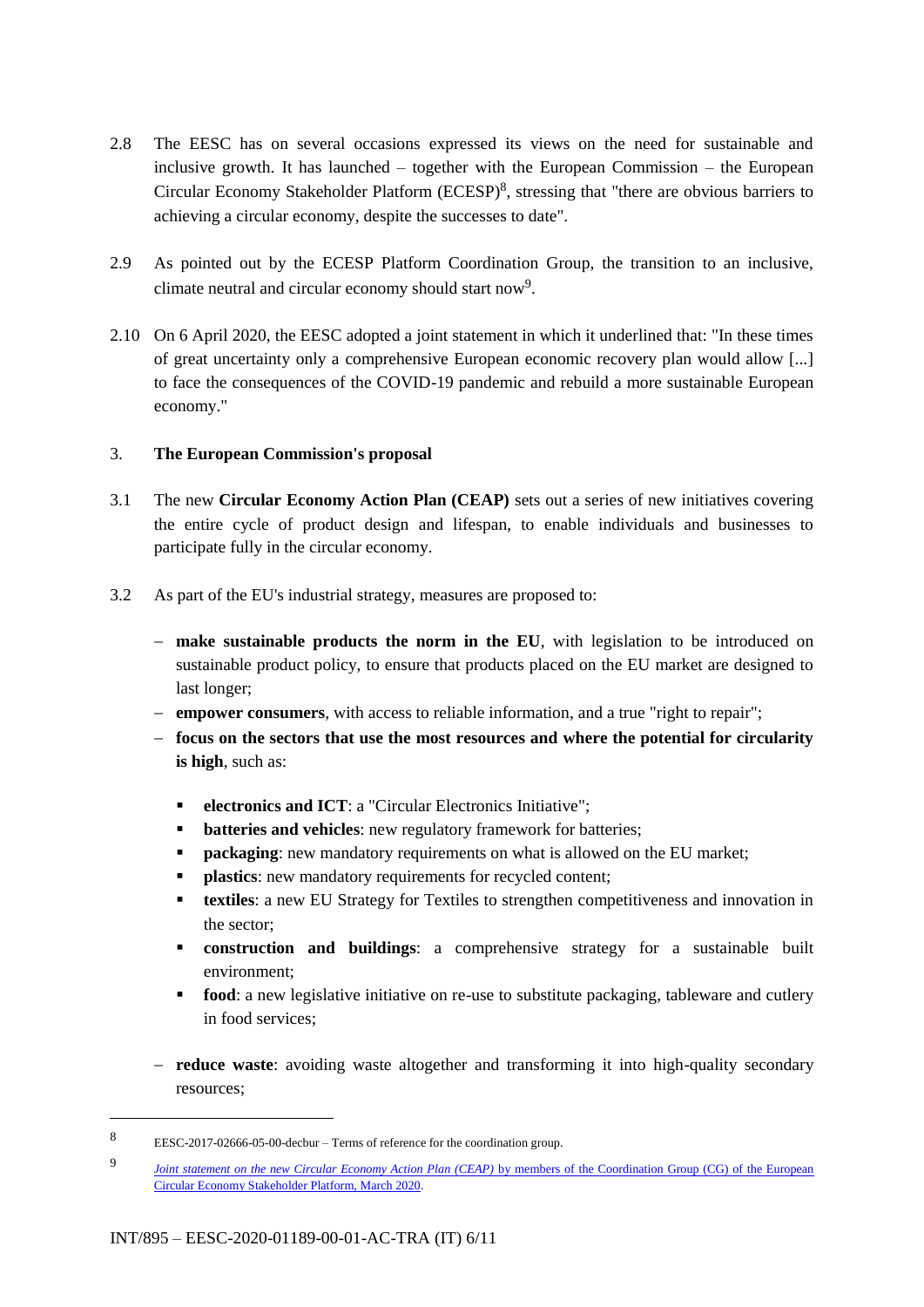2.8 The EESC has on several occasions expressed its views on the need for sustainable and inclusive growth. It has launched – together with the European Commission – the European Circular Economy Stakeholder Platform (ECESP)[8], stressing that "there are obvious barriers to achieving a circular economy, despite the successes to date".

2.9 As pointed out by the ECESP Platform Coordination Group, the transition to an inclusive, climate neutral and circular economy should start now[9].

2.10 On 6 April 2020, the EESC adopted a joint statement in which it underlined that: "In these times of great uncertainty only a comprehensive European economic recovery plan would allow [...] to face the consequences of the COVID-19 pandemic and rebuild a more sustainable European economy."

## 3. The European Commission's proposal

3.1 The new **Circular Economy Action Plan (CEAP)** sets out a series of new initiatives covering the entire cycle of product design and lifespan, to enable individuals and businesses to participate fully in the circular economy.

3.2 As part of the EU's industrial strategy, measures are proposed to:

- **make sustainable products the norm in the EU**, with legislation to be introduced on sustainable product policy, to ensure that products placed on the EU market are designed to last longer;
- **empower consumers**, with access to reliable information, and a true "right to repair";
- **focus on the sectors that use the most resources and where the potential for circularity is high**, such as:
  - **electronics and ICT**: a "Circular Electronics Initiative";
  - **batteries and vehicles**: new regulatory framework for batteries;
  - **packaging**: new mandatory requirements on what is allowed on the EU market;
  - **plastics**: new mandatory requirements for recycled content;
  - **textiles**: a new EU Strategy for Textiles to strengthen competitiveness and innovation in the sector;
  - **construction and buildings**: a comprehensive strategy for a sustainable built environment;
  - **food**: a new legislative initiative on re-use to substitute packaging, tableware and cutlery in food services;
- **reduce waste**: avoiding waste altogether and transforming it into high-quality secondary resources;

---

8 EESC-2017-02666-05-00-decbur – Terms of reference for the coordination group.

9 *Joint statement on the new Circular Economy Action Plan (CEAP)* by members of the Coordination Group (CG) of the European Circular Economy Stakeholder Platform, March 2020.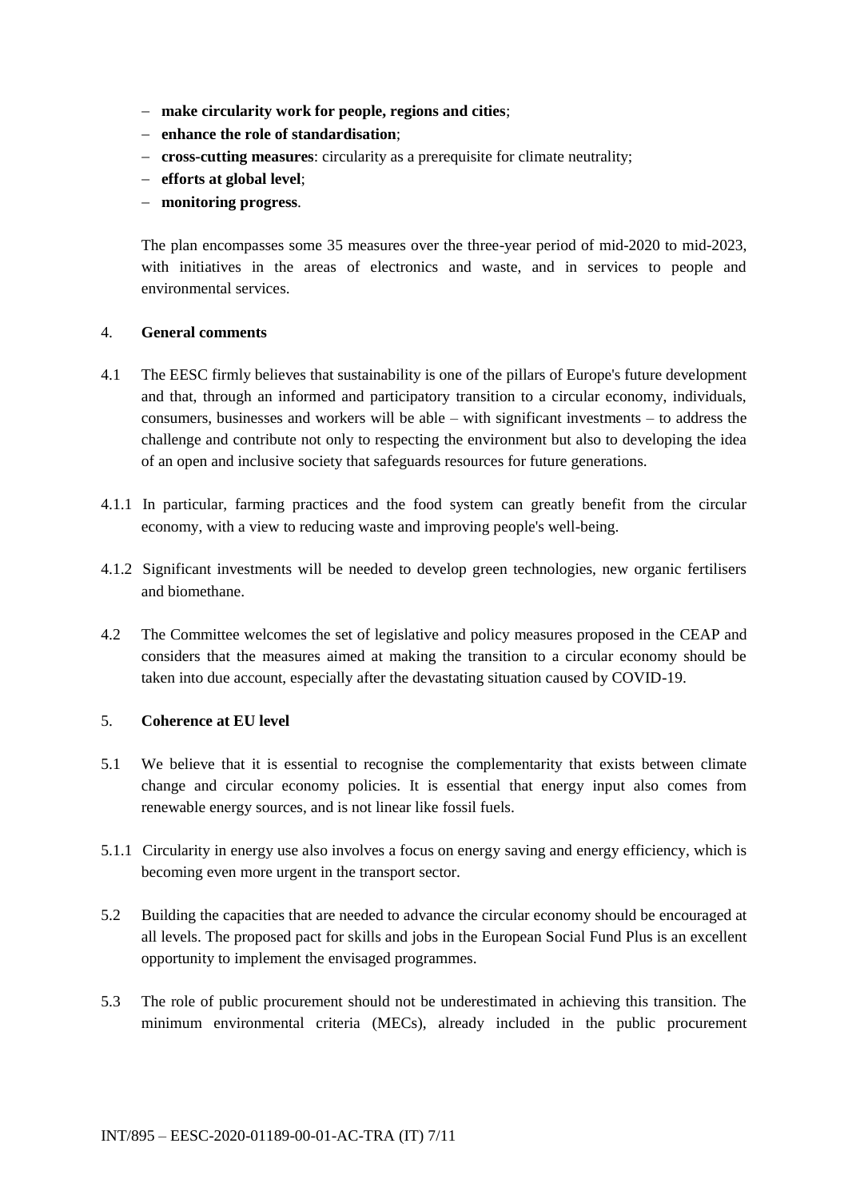- **make circularity work for people, regions and cities**;
- **enhance the role of standardisation**;
- **cross-cutting measures**: circularity as a prerequisite for climate neutrality;
- **efforts at global level**;
- **monitoring progress**.

The plan encompasses some 35 measures over the three-year period of mid-2020 to mid-2023, with initiatives in the areas of electronics and waste, and in services to people and environmental services.

## 4. General comments

4.1 The EESC firmly believes that sustainability is one of the pillars of Europe's future development and that, through an informed and participatory transition to a circular economy, individuals, consumers, businesses and workers will be able – with significant investments – to address the challenge and contribute not only to respecting the environment but also to developing the idea of an open and inclusive society that safeguards resources for future generations.

4.1.1 In particular, farming practices and the food system can greatly benefit from the circular economy, with a view to reducing waste and improving people's well-being.

4.1.2 Significant investments will be needed to develop green technologies, new organic fertilisers and biomethane.

4.2 The Committee welcomes the set of legislative and policy measures proposed in the CEAP and considers that the measures aimed at making the transition to a circular economy should be taken into due account, especially after the devastating situation caused by COVID-19.

## 5. Coherence at EU level

5.1 We believe that it is essential to recognise the complementarity that exists between climate change and circular economy policies. It is essential that energy input also comes from renewable energy sources, and is not linear like fossil fuels.

5.1.1 Circularity in energy use also involves a focus on energy saving and energy efficiency, which is becoming even more urgent in the transport sector.

5.2 Building the capacities that are needed to advance the circular economy should be encouraged at all levels. The proposed pact for skills and jobs in the European Social Fund Plus is an excellent opportunity to implement the envisaged programmes.

5.3 The role of public procurement should not be underestimated in achieving this transition. The minimum environmental criteria (MECs), already included in the public procurement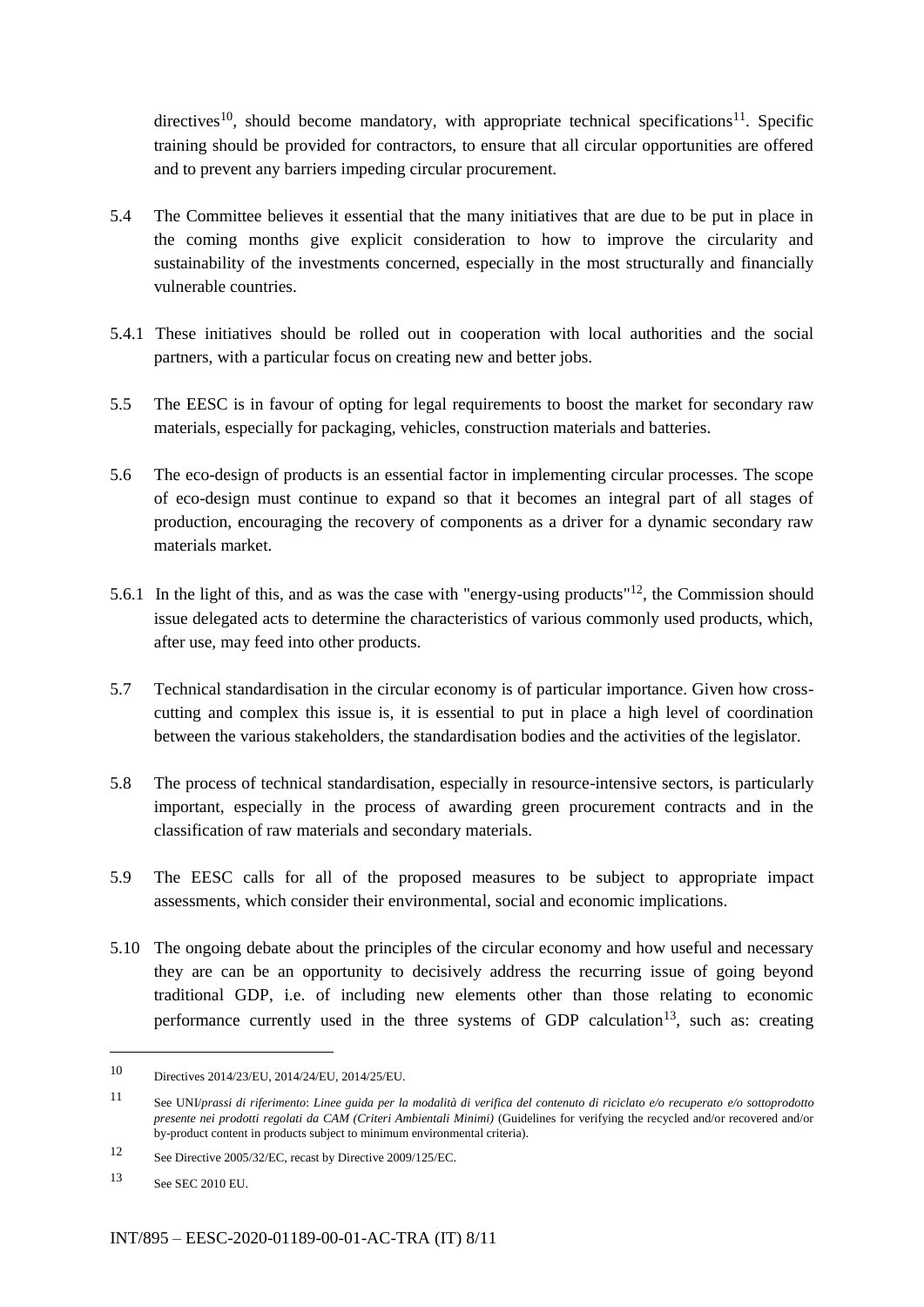directives[10], should become mandatory, with appropriate technical specifications[11]. Specific training should be provided for contractors, to ensure that all circular opportunities are offered and to prevent any barriers impeding circular procurement.

5.4 The Committee believes it essential that the many initiatives that are due to be put in place in the coming months give explicit consideration to how to improve the circularity and sustainability of the investments concerned, especially in the most structurally and financially vulnerable countries.

5.4.1 These initiatives should be rolled out in cooperation with local authorities and the social partners, with a particular focus on creating new and better jobs.

5.5 The EESC is in favour of opting for legal requirements to boost the market for secondary raw materials, especially for packaging, vehicles, construction materials and batteries.

5.6 The eco-design of products is an essential factor in implementing circular processes. The scope of eco-design must continue to expand so that it becomes an integral part of all stages of production, encouraging the recovery of components as a driver for a dynamic secondary raw materials market.

5.6.1 In the light of this, and as was the case with "energy-using products"[12], the Commission should issue delegated acts to determine the characteristics of various commonly used products, which, after use, may feed into other products.

5.7 Technical standardisation in the circular economy is of particular importance. Given how cross-cutting and complex this issue is, it is essential to put in place a high level of coordination between the various stakeholders, the standardisation bodies and the activities of the legislator.

5.8 The process of technical standardisation, especially in resource-intensive sectors, is particularly important, especially in the process of awarding green procurement contracts and in the classification of raw materials and secondary materials.

5.9 The EESC calls for all of the proposed measures to be subject to appropriate impact assessments, which consider their environmental, social and economic implications.

5.10 The ongoing debate about the principles of the circular economy and how useful and necessary they are can be an opportunity to decisively address the recurring issue of going beyond traditional GDP, i.e. of including new elements other than those relating to economic performance currently used in the three systems of GDP calculation[13], such as: creating

---

10 Directives 2014/23/EU, 2014/24/EU, 2014/25/EU.

11 See UNI/*prassi di riferimento*: *Linee guida per la modalità di verifica del contenuto di riciclato e/o recuperato e/o sottoprodotto presente nei prodotti regolati da CAM (Criteri Ambientali Minimi)* (Guidelines for verifying the recycled and/or recovered and/or by-product content in products subject to minimum environmental criteria).

12 See Directive 2005/32/EC, recast by Directive 2009/125/EC.

13 See SEC 2010 EU.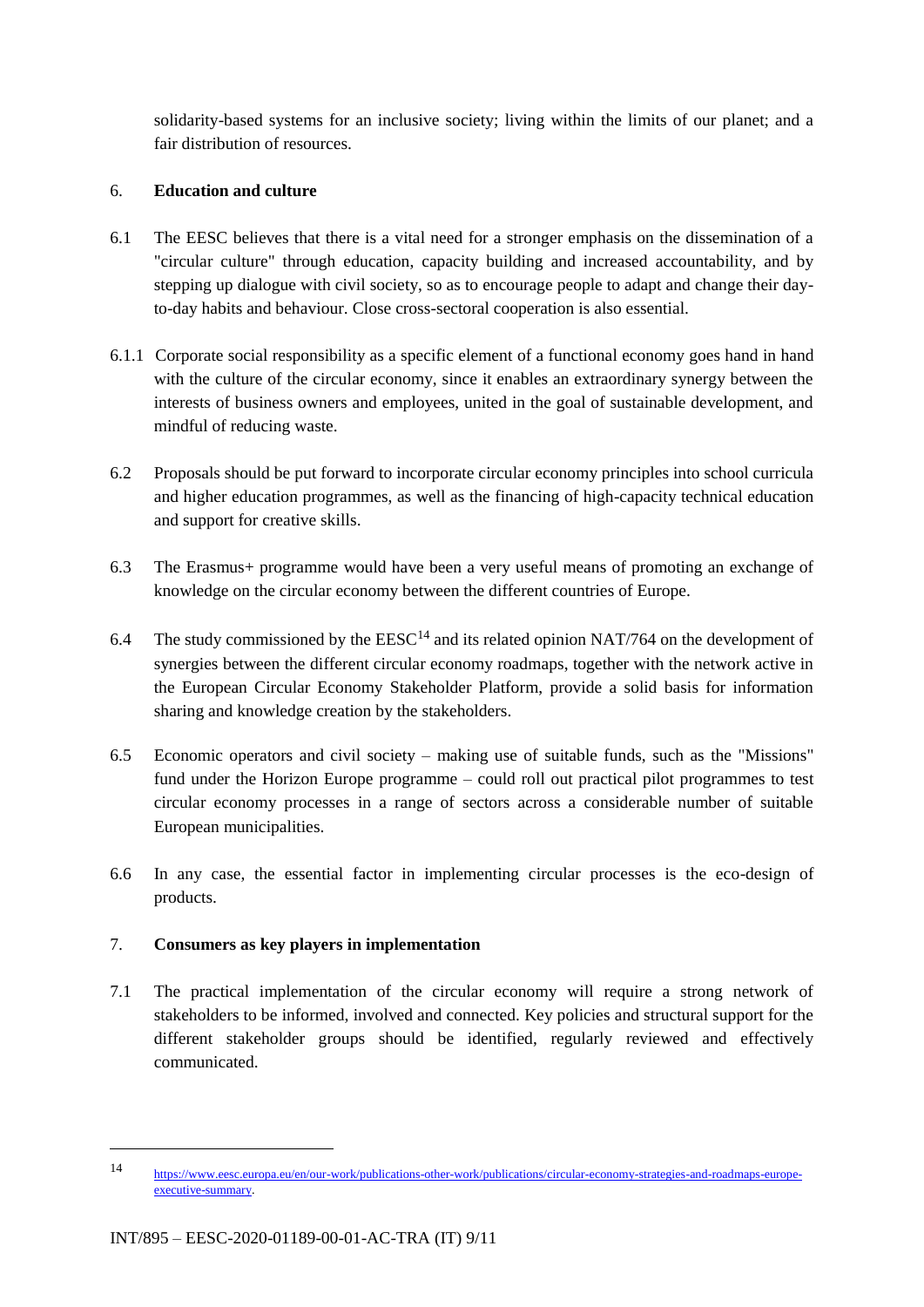solidarity-based systems for an inclusive society; living within the limits of our planet; and a fair distribution of resources.

## 6. Education and culture

6.1 The EESC believes that there is a vital need for a stronger emphasis on the dissemination of a "circular culture" through education, capacity building and increased accountability, and by stepping up dialogue with civil society, so as to encourage people to adapt and change their day-to-day habits and behaviour. Close cross-sectoral cooperation is also essential.

6.1.1 Corporate social responsibility as a specific element of a functional economy goes hand in hand with the culture of the circular economy, since it enables an extraordinary synergy between the interests of business owners and employees, united in the goal of sustainable development, and mindful of reducing waste.

6.2 Proposals should be put forward to incorporate circular economy principles into school curricula and higher education programmes, as well as the financing of high-capacity technical education and support for creative skills.

6.3 The Erasmus+ programme would have been a very useful means of promoting an exchange of knowledge on the circular economy between the different countries of Europe.

6.4 The study commissioned by the EESC[14] and its related opinion NAT/764 on the development of synergies between the different circular economy roadmaps, together with the network active in the European Circular Economy Stakeholder Platform, provide a solid basis for information sharing and knowledge creation by the stakeholders.

6.5 Economic operators and civil society – making use of suitable funds, such as the "Missions" fund under the Horizon Europe programme – could roll out practical pilot programmes to test circular economy processes in a range of sectors across a considerable number of suitable European municipalities.

6.6 In any case, the essential factor in implementing circular processes is the eco-design of products.

## 7. Consumers as key players in implementation

7.1 The practical implementation of the circular economy will require a strong network of stakeholders to be informed, involved and connected. Key policies and structural support for the different stakeholder groups should be identified, regularly reviewed and effectively communicated.

---

[14] https://www.eesc.europa.eu/en/our-work/publications-other-work/publications/circular-economy-strategies-and-roadmaps-europe-executive-summary.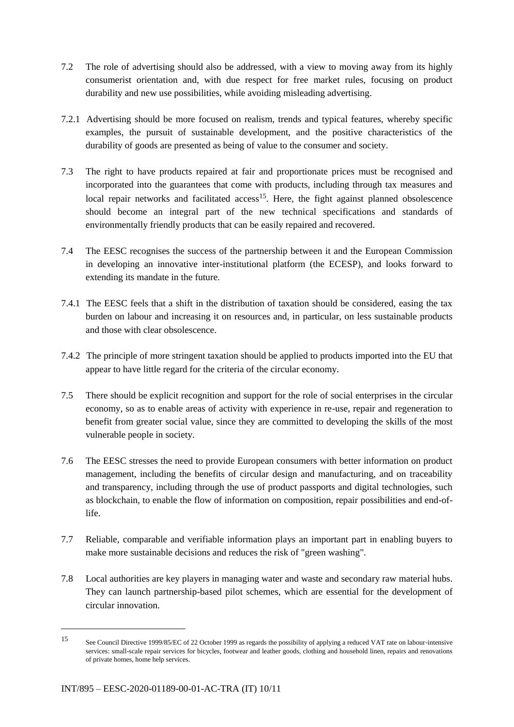7.2 The role of advertising should also be addressed, with a view to moving away from its highly consumerist orientation and, with due respect for free market rules, focusing on product durability and new use possibilities, while avoiding misleading advertising.

7.2.1 Advertising should be more focused on realism, trends and typical features, whereby specific examples, the pursuit of sustainable development, and the positive characteristics of the durability of goods are presented as being of value to the consumer and society.

7.3 The right to have products repaired at fair and proportionate prices must be recognised and incorporated into the guarantees that come with products, including through tax measures and local repair networks and facilitated access[15]. Here, the fight against planned obsolescence should become an integral part of the new technical specifications and standards of environmentally friendly products that can be easily repaired and recovered.

7.4 The EESC recognises the success of the partnership between it and the European Commission in developing an innovative inter-institutional platform (the ECESP), and looks forward to extending its mandate in the future.

7.4.1 The EESC feels that a shift in the distribution of taxation should be considered, easing the tax burden on labour and increasing it on resources and, in particular, on less sustainable products and those with clear obsolescence.

7.4.2 The principle of more stringent taxation should be applied to products imported into the EU that appear to have little regard for the criteria of the circular economy.

7.5 There should be explicit recognition and support for the role of social enterprises in the circular economy, so as to enable areas of activity with experience in re-use, repair and regeneration to benefit from greater social value, since they are committed to developing the skills of the most vulnerable people in society.

7.6 The EESC stresses the need to provide European consumers with better information on product management, including the benefits of circular design and manufacturing, and on traceability and transparency, including through the use of product passports and digital technologies, such as blockchain, to enable the flow of information on composition, repair possibilities and end-of-life.

7.7 Reliable, comparable and verifiable information plays an important part in enabling buyers to make more sustainable decisions and reduces the risk of "green washing".

7.8 Local authorities are key players in managing water and waste and secondary raw material hubs. They can launch partnership-based pilot schemes, which are essential for the development of circular innovation.

---

[15] See Council Directive 1999/85/EC of 22 October 1999 as regards the possibility of applying a reduced VAT rate on labour-intensive services: small-scale repair services for bicycles, footwear and leather goods, clothing and household linen, repairs and renovations of private homes, home help services.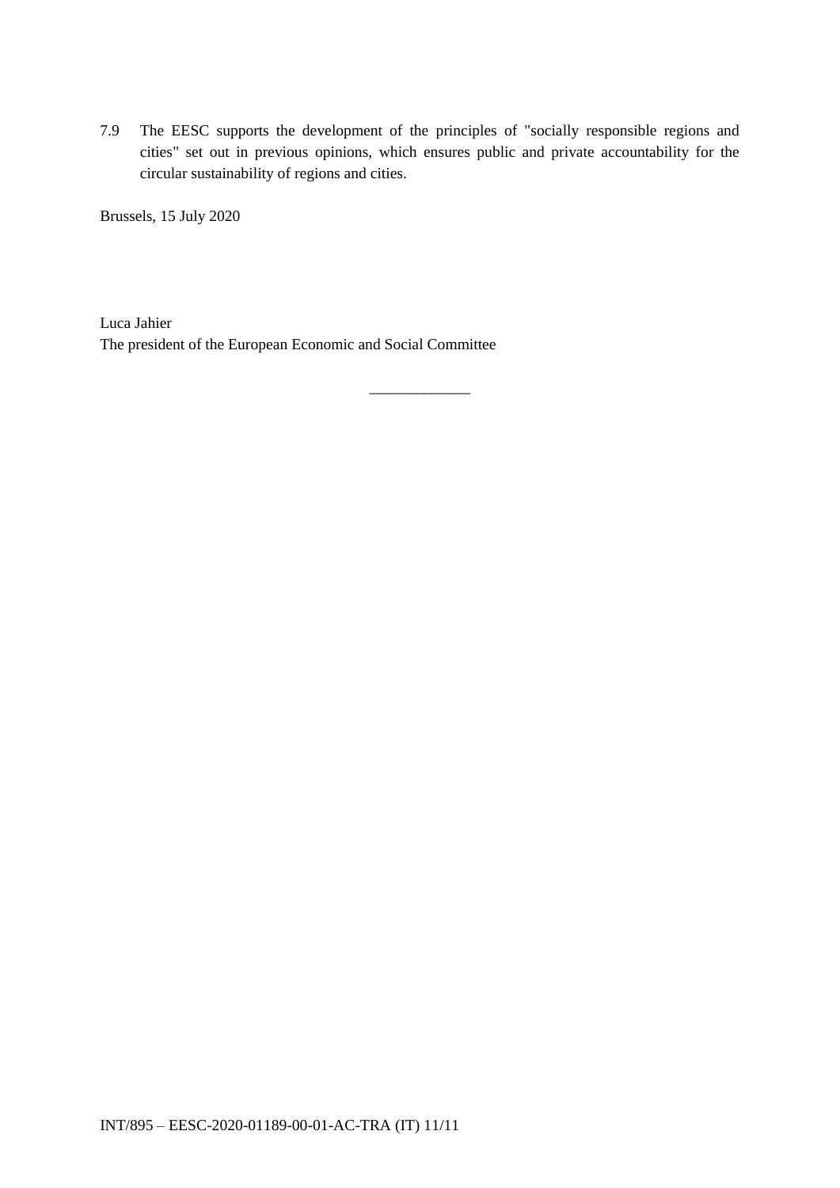7.9 The EESC supports the development of the principles of "socially responsible regions and cities" set out in previous opinions, which ensures public and private accountability for the circular sustainability of regions and cities.

Brussels, 15 July 2020

Luca Jahier
The president of the European Economic and Social Committee

_____________